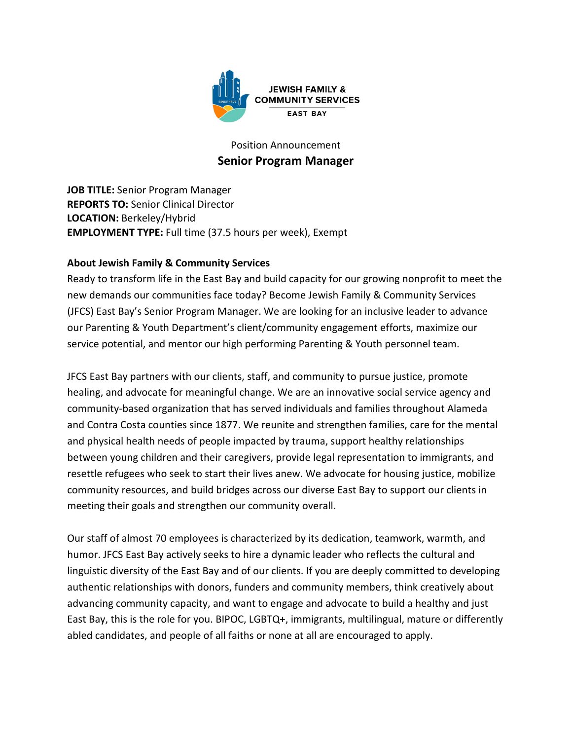JEWISH FAMILY & COMMUNITY SERVICES EAST BAY

Position Announcement

# Senior Program Manager

**JOB TITLE:** Senior Program Manager
**REPORTS TO:** Senior Clinical Director
**LOCATION:** Berkeley/Hybrid
**EMPLOYMENT TYPE:** Full time (37.5 hours per week), Exempt

**About Jewish Family & Community Services**

Ready to transform life in the East Bay and build capacity for our growing nonprofit to meet the new demands our communities face today? Become Jewish Family & Community Services (JFCS) East Bay's Senior Program Manager. We are looking for an inclusive leader to advance our Parenting & Youth Department's client/community engagement efforts, maximize our service potential, and mentor our high performing Parenting & Youth personnel team.

JFCS East Bay partners with our clients, staff, and community to pursue justice, promote healing, and advocate for meaningful change. We are an innovative social service agency and community-based organization that has served individuals and families throughout Alameda and Contra Costa counties since 1877. We reunite and strengthen families, care for the mental and physical health needs of people impacted by trauma, support healthy relationships between young children and their caregivers, provide legal representation to immigrants, and resettle refugees who seek to start their lives anew. We advocate for housing justice, mobilize community resources, and build bridges across our diverse East Bay to support our clients in meeting their goals and strengthen our community overall.

Our staff of almost 70 employees is characterized by its dedication, teamwork, warmth, and humor. JFCS East Bay actively seeks to hire a dynamic leader who reflects the cultural and linguistic diversity of the East Bay and of our clients. If you are deeply committed to developing authentic relationships with donors, funders and community members, think creatively about advancing community capacity, and want to engage and advocate to build a healthy and just East Bay, this is the role for you. BIPOC, LGBTQ+, immigrants, multilingual, mature or differently abled candidates, and people of all faiths or none at all are encouraged to apply.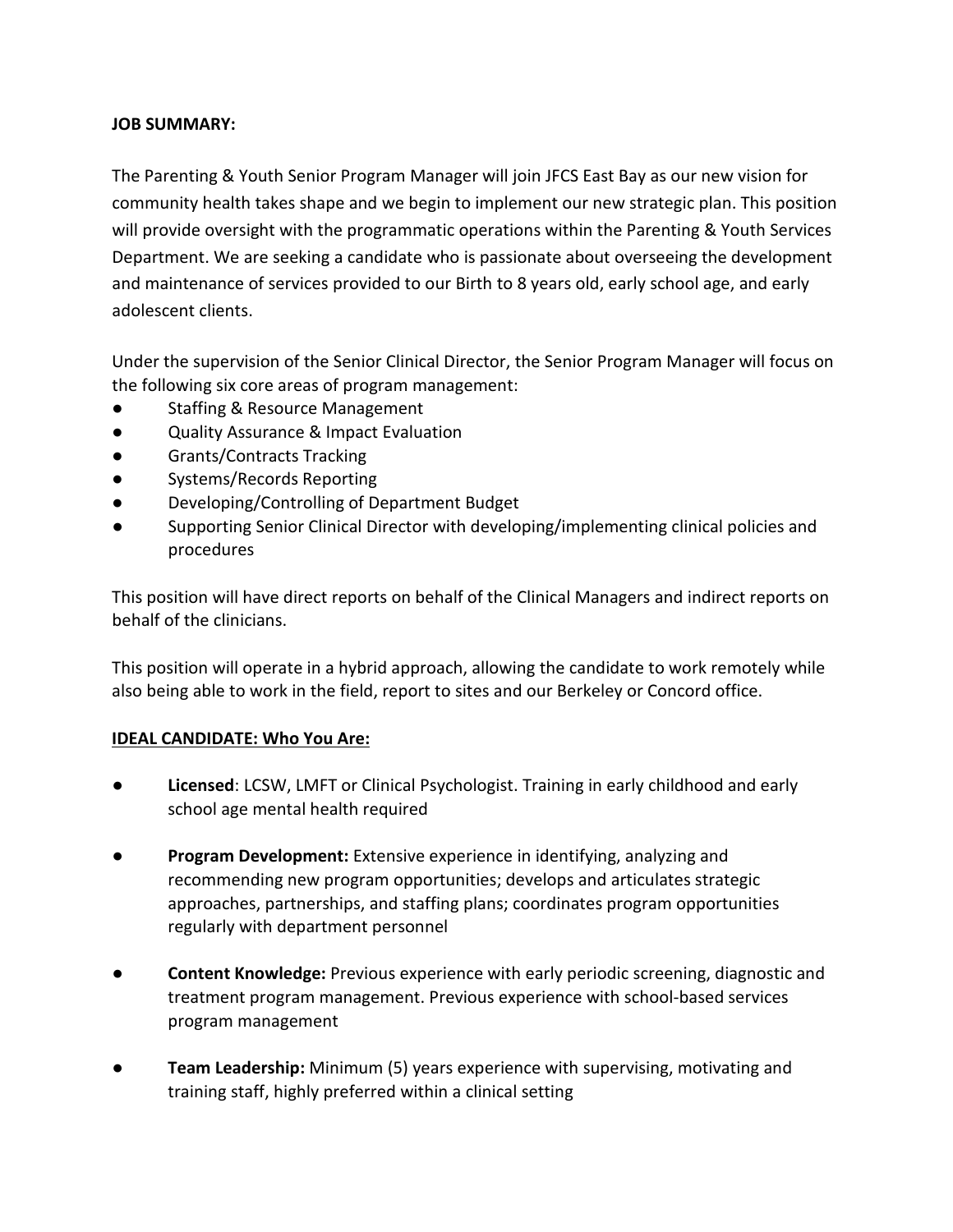**JOB SUMMARY:**

The Parenting & Youth Senior Program Manager will join JFCS East Bay as our new vision for community health takes shape and we begin to implement our new strategic plan. This position will provide oversight with the programmatic operations within the Parenting & Youth Services Department. We are seeking a candidate who is passionate about overseeing the development and maintenance of services provided to our Birth to 8 years old, early school age, and early adolescent clients.

Under the supervision of the Senior Clinical Director, the Senior Program Manager will focus on the following six core areas of program management:

- Staffing & Resource Management
- Quality Assurance & Impact Evaluation
- Grants/Contracts Tracking
- Systems/Records Reporting
- Developing/Controlling of Department Budget
- Supporting Senior Clinical Director with developing/implementing clinical policies and procedures

This position will have direct reports on behalf of the Clinical Managers and indirect reports on behalf of the clinicians.

This position will operate in a hybrid approach, allowing the candidate to work remotely while also being able to work in the field, report to sites and our Berkeley or Concord office.

**IDEAL CANDIDATE: Who You Are:**

- **Licensed**: LCSW, LMFT or Clinical Psychologist. Training in early childhood and early school age mental health required

- **Program Development:** Extensive experience in identifying, analyzing and recommending new program opportunities; develops and articulates strategic approaches, partnerships, and staffing plans; coordinates program opportunities regularly with department personnel

- **Content Knowledge:** Previous experience with early periodic screening, diagnostic and treatment program management. Previous experience with school-based services program management

- **Team Leadership:** Minimum (5) years experience with supervising, motivating and training staff, highly preferred within a clinical setting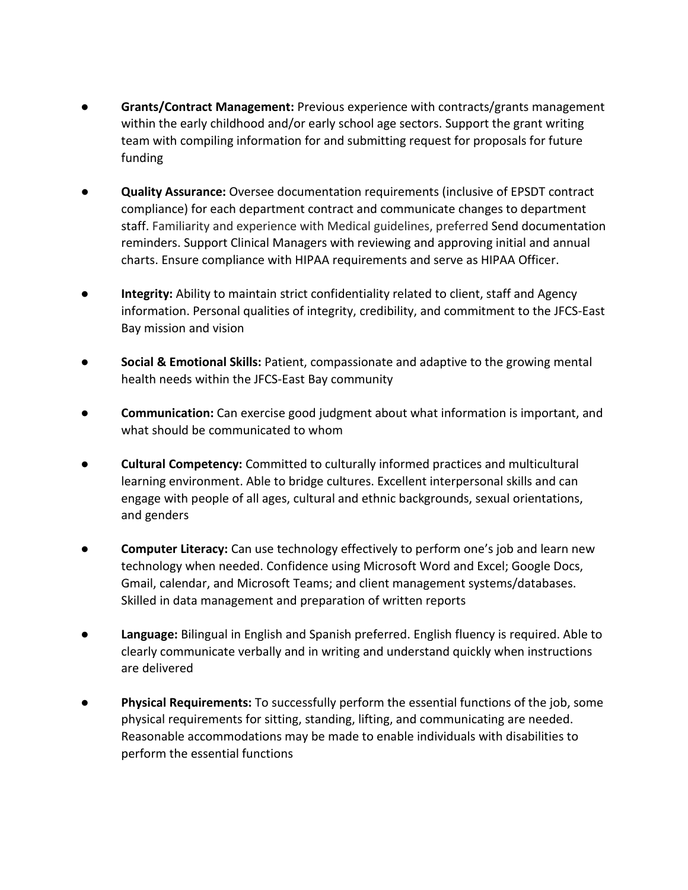- **Grants/Contract Management:** Previous experience with contracts/grants management within the early childhood and/or early school age sectors. Support the grant writing team with compiling information for and submitting request for proposals for future funding

- **Quality Assurance:** Oversee documentation requirements (inclusive of EPSDT contract compliance) for each department contract and communicate changes to department staff. Familiarity and experience with Medical guidelines, preferred Send documentation reminders. Support Clinical Managers with reviewing and approving initial and annual charts. Ensure compliance with HIPAA requirements and serve as HIPAA Officer.

- **Integrity:** Ability to maintain strict confidentiality related to client, staff and Agency information. Personal qualities of integrity, credibility, and commitment to the JFCS-East Bay mission and vision

- **Social & Emotional Skills:** Patient, compassionate and adaptive to the growing mental health needs within the JFCS-East Bay community

- **Communication:** Can exercise good judgment about what information is important, and what should be communicated to whom

- **Cultural Competency:** Committed to culturally informed practices and multicultural learning environment. Able to bridge cultures. Excellent interpersonal skills and can engage with people of all ages, cultural and ethnic backgrounds, sexual orientations, and genders

- **Computer Literacy:** Can use technology effectively to perform one's job and learn new technology when needed. Confidence using Microsoft Word and Excel; Google Docs, Gmail, calendar, and Microsoft Teams; and client management systems/databases. Skilled in data management and preparation of written reports

- **Language:** Bilingual in English and Spanish preferred. English fluency is required. Able to clearly communicate verbally and in writing and understand quickly when instructions are delivered

- **Physical Requirements:** To successfully perform the essential functions of the job, some physical requirements for sitting, standing, lifting, and communicating are needed. Reasonable accommodations may be made to enable individuals with disabilities to perform the essential functions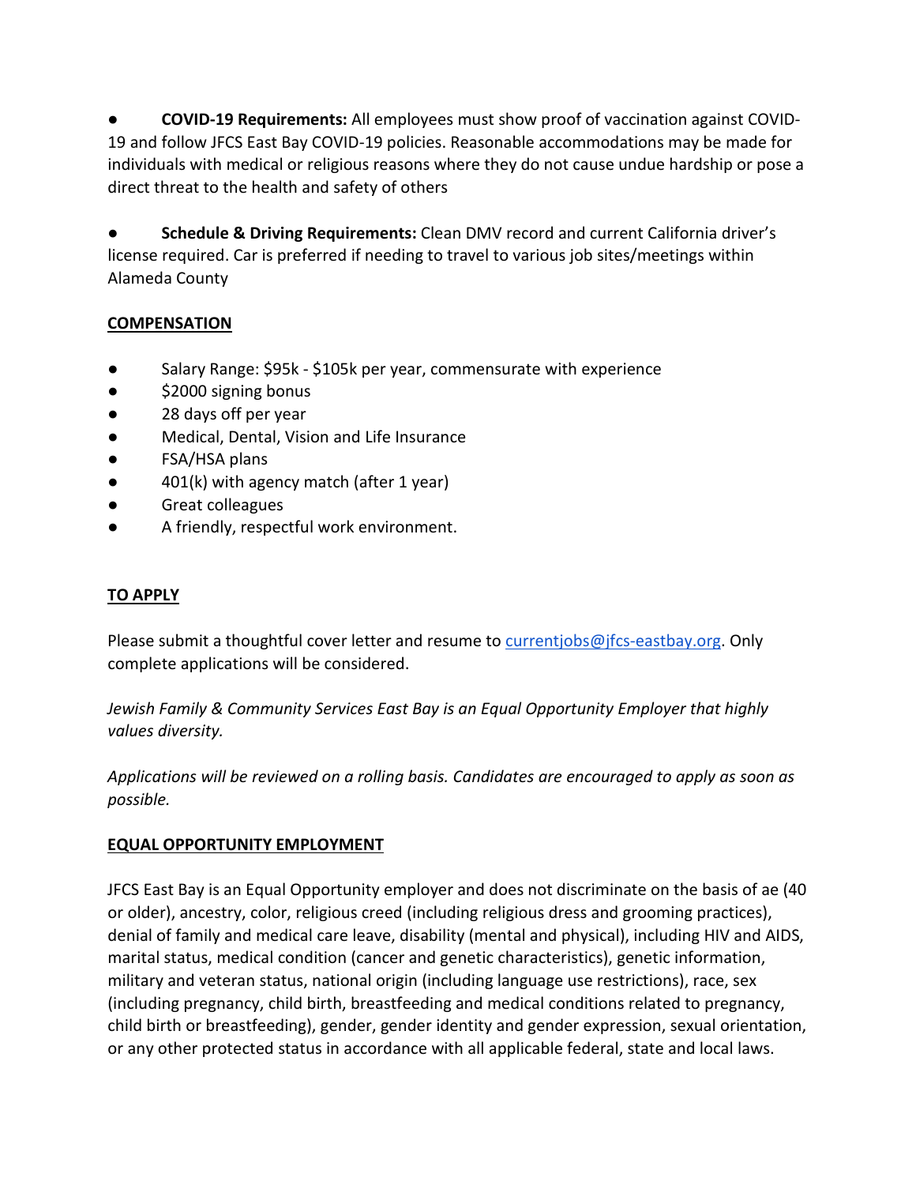- **COVID-19 Requirements:** All employees must show proof of vaccination against COVID-19 and follow JFCS East Bay COVID-19 policies. Reasonable accommodations may be made for individuals with medical or religious reasons where they do not cause undue hardship or pose a direct threat to the health and safety of others

- **Schedule & Driving Requirements:** Clean DMV record and current California driver's license required. Car is preferred if needing to travel to various job sites/meetings within Alameda County

**COMPENSATION**

- Salary Range: $95k - $105k per year, commensurate with experience
- $2000 signing bonus
- 28 days off per year
- Medical, Dental, Vision and Life Insurance
- FSA/HSA plans
- 401(k) with agency match (after 1 year)
- Great colleagues
- A friendly, respectful work environment.

**TO APPLY**

Please submit a thoughtful cover letter and resume to currentjobs@jfcs-eastbay.org. Only complete applications will be considered.

*Jewish Family & Community Services East Bay is an Equal Opportunity Employer that highly values diversity.*

*Applications will be reviewed on a rolling basis. Candidates are encouraged to apply as soon as possible.*

**EQUAL OPPORTUNITY EMPLOYMENT**

JFCS East Bay is an Equal Opportunity employer and does not discriminate on the basis of ae (40 or older), ancestry, color, religious creed (including religious dress and grooming practices), denial of family and medical care leave, disability (mental and physical), including HIV and AIDS, marital status, medical condition (cancer and genetic characteristics), genetic information, military and veteran status, national origin (including language use restrictions), race, sex (including pregnancy, child birth, breastfeeding and medical conditions related to pregnancy, child birth or breastfeeding), gender, gender identity and gender expression, sexual orientation, or any other protected status in accordance with all applicable federal, state and local laws.